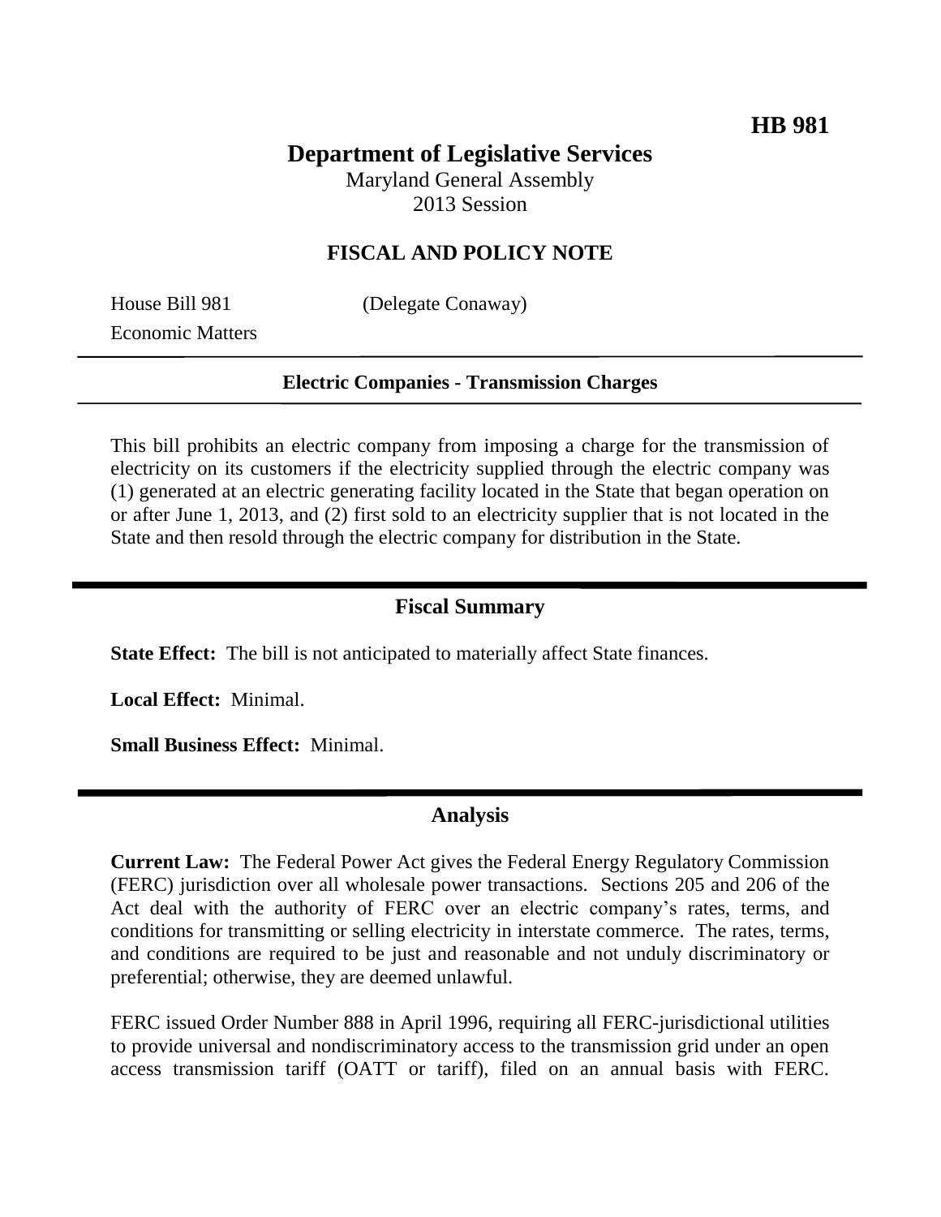**HB 981**

# Department of Legislative Services

Maryland General Assembly
2013 Session

## FISCAL AND POLICY NOTE

House Bill 981 (Delegate Conaway)
Economic Matters

**Electric Companies - Transmission Charges**

This bill prohibits an electric company from imposing a charge for the transmission of electricity on its customers if the electricity supplied through the electric company was (1) generated at an electric generating facility located in the State that began operation on or after June 1, 2013, and (2) first sold to an electricity supplier that is not located in the State and then resold through the electric company for distribution in the State.

## Fiscal Summary

**State Effect:** The bill is not anticipated to materially affect State finances.

**Local Effect:** Minimal.

**Small Business Effect:** Minimal.

## Analysis

**Current Law:** The Federal Power Act gives the Federal Energy Regulatory Commission (FERC) jurisdiction over all wholesale power transactions. Sections 205 and 206 of the Act deal with the authority of FERC over an electric company's rates, terms, and conditions for transmitting or selling electricity in interstate commerce. The rates, terms, and conditions are required to be just and reasonable and not unduly discriminatory or preferential; otherwise, they are deemed unlawful.

FERC issued Order Number 888 in April 1996, requiring all FERC-jurisdictional utilities to provide universal and nondiscriminatory access to the transmission grid under an open access transmission tariff (OATT or tariff), filed on an annual basis with FERC.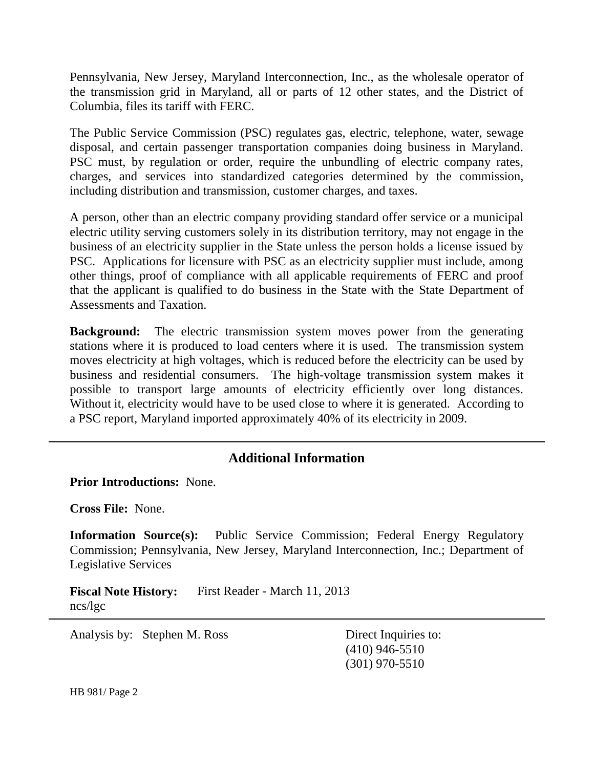Pennsylvania, New Jersey, Maryland Interconnection, Inc., as the wholesale operator of the transmission grid in Maryland, all or parts of 12 other states, and the District of Columbia, files its tariff with FERC.

The Public Service Commission (PSC) regulates gas, electric, telephone, water, sewage disposal, and certain passenger transportation companies doing business in Maryland. PSC must, by regulation or order, require the unbundling of electric company rates, charges, and services into standardized categories determined by the commission, including distribution and transmission, customer charges, and taxes.

A person, other than an electric company providing standard offer service or a municipal electric utility serving customers solely in its distribution territory, may not engage in the business of an electricity supplier in the State unless the person holds a license issued by PSC. Applications for licensure with PSC as an electricity supplier must include, among other things, proof of compliance with all applicable requirements of FERC and proof that the applicant is qualified to do business in the State with the State Department of Assessments and Taxation.

**Background:** The electric transmission system moves power from the generating stations where it is produced to load centers where it is used. The transmission system moves electricity at high voltages, which is reduced before the electricity can be used by business and residential consumers. The high-voltage transmission system makes it possible to transport large amounts of electricity efficiently over long distances. Without it, electricity would have to be used close to where it is generated. According to a PSC report, Maryland imported approximately 40% of its electricity in 2009.

## Additional Information

**Prior Introductions:** None.

**Cross File:** None.

**Information Source(s):** Public Service Commission; Federal Energy Regulatory Commission; Pennsylvania, New Jersey, Maryland Interconnection, Inc.; Department of Legislative Services

**Fiscal Note History:** First Reader - March 11, 2013
ncs/lgc

Analysis by: Stephen M. Ross

Direct Inquiries to:
(410) 946-5510
(301) 970-5510